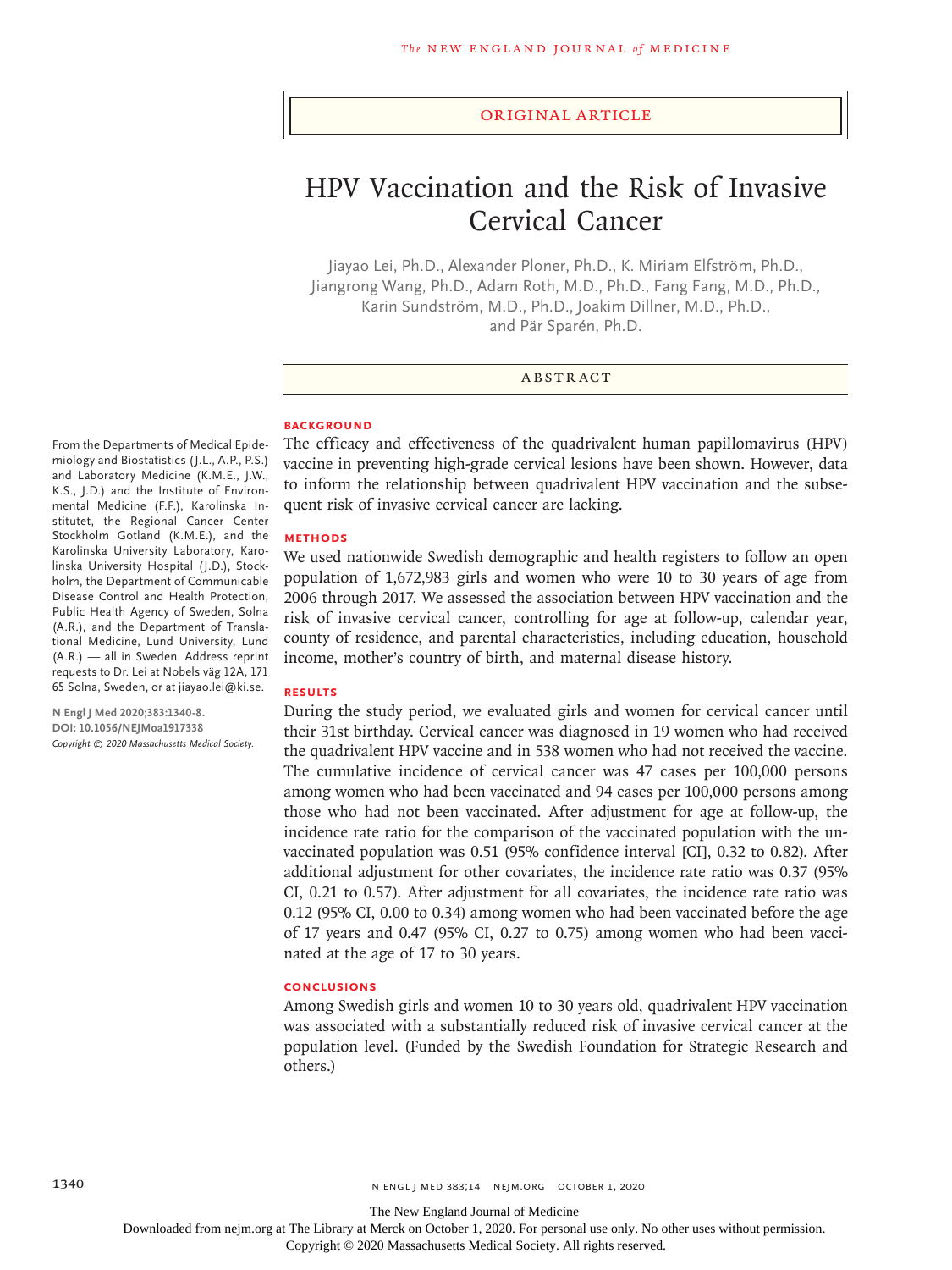Original Article

# HPV Vaccination and the Risk of Invasive Cervical Cancer

Jiayao Lei, Ph.D., Alexander Ploner, Ph.D., K. Miriam Elfström, Ph.D., Jiangrong Wang, Ph.D., Adam Roth, M.D., Ph.D., Fang Fang, M.D., Ph.D., Karin Sundström, M.D., Ph.D., Joakim Dillner, M.D., Ph.D., and Pär Sparén, Ph.D.

## Abstract

### Background

The efficacy and effectiveness of the quadrivalent human papillomavirus (HPV) vaccine in preventing high-grade cervical lesions have been shown. However, data to inform the relationship between quadrivalent HPV vaccination and the subsequent risk of invasive cervical cancer are lacking.

### Methods

We used nationwide Swedish demographic and health registers to follow an open population of 1,672,983 girls and women who were 10 to 30 years of age from 2006 through 2017. We assessed the association between HPV vaccination and the risk of invasive cervical cancer, controlling for age at follow-up, calendar year, county of residence, and parental characteristics, including education, household income, mother's country of birth, and maternal disease history.

### Results

During the study period, we evaluated girls and women for cervical cancer until their 31st birthday. Cervical cancer was diagnosed in 19 women who had received the quadrivalent HPV vaccine and in 538 women who had not received the vaccine. The cumulative incidence of cervical cancer was 47 cases per 100,000 persons among women who had been vaccinated and 94 cases per 100,000 persons among those who had not been vaccinated. After adjustment for age at follow-up, the incidence rate ratio for the comparison of the vaccinated population with the unvaccinated population was 0.51 (95% confidence interval [CI], 0.32 to 0.82). After additional adjustment for other covariates, the incidence rate ratio was 0.37 (95% CI, 0.21 to 0.57). After adjustment for all covariates, the incidence rate ratio was 0.12 (95% CI, 0.00 to 0.34) among women who had been vaccinated before the age of 17 years and 0.47 (95% CI, 0.27 to 0.75) among women who had been vaccinated at the age of 17 to 30 years.

### Conclusions

Among Swedish girls and women 10 to 30 years old, quadrivalent HPV vaccination was associated with a substantially reduced risk of invasive cervical cancer at the population level. (Funded by the Swedish Foundation for Strategic Research and others.)

From the Departments of Medical Epidemiology and Biostatistics (J.L., A.P., P.S.) and Laboratory Medicine (K.M.E., J.W., K.S., J.D.) and the Institute of Environmental Medicine (F.F.), Karolinska Institutet, the Regional Cancer Center Stockholm Gotland (K.M.E.), and the Karolinska University Laboratory, Karolinska University Hospital (J.D.), Stockholm, the Department of Communicable Disease Control and Health Protection, Public Health Agency of Sweden, Solna (A.R.), and the Department of Translational Medicine, Lund University, Lund (A.R.) — all in Sweden. Address reprint requests to Dr. Lei at Nobels väg 12A, 171 65 Solna, Sweden, or at jiayao.lei@ki.se.

N Engl J Med 2020;383:1340-8.
DOI: 10.1056/NEJMoa1917338
Copyright © 2020 Massachusetts Medical Society.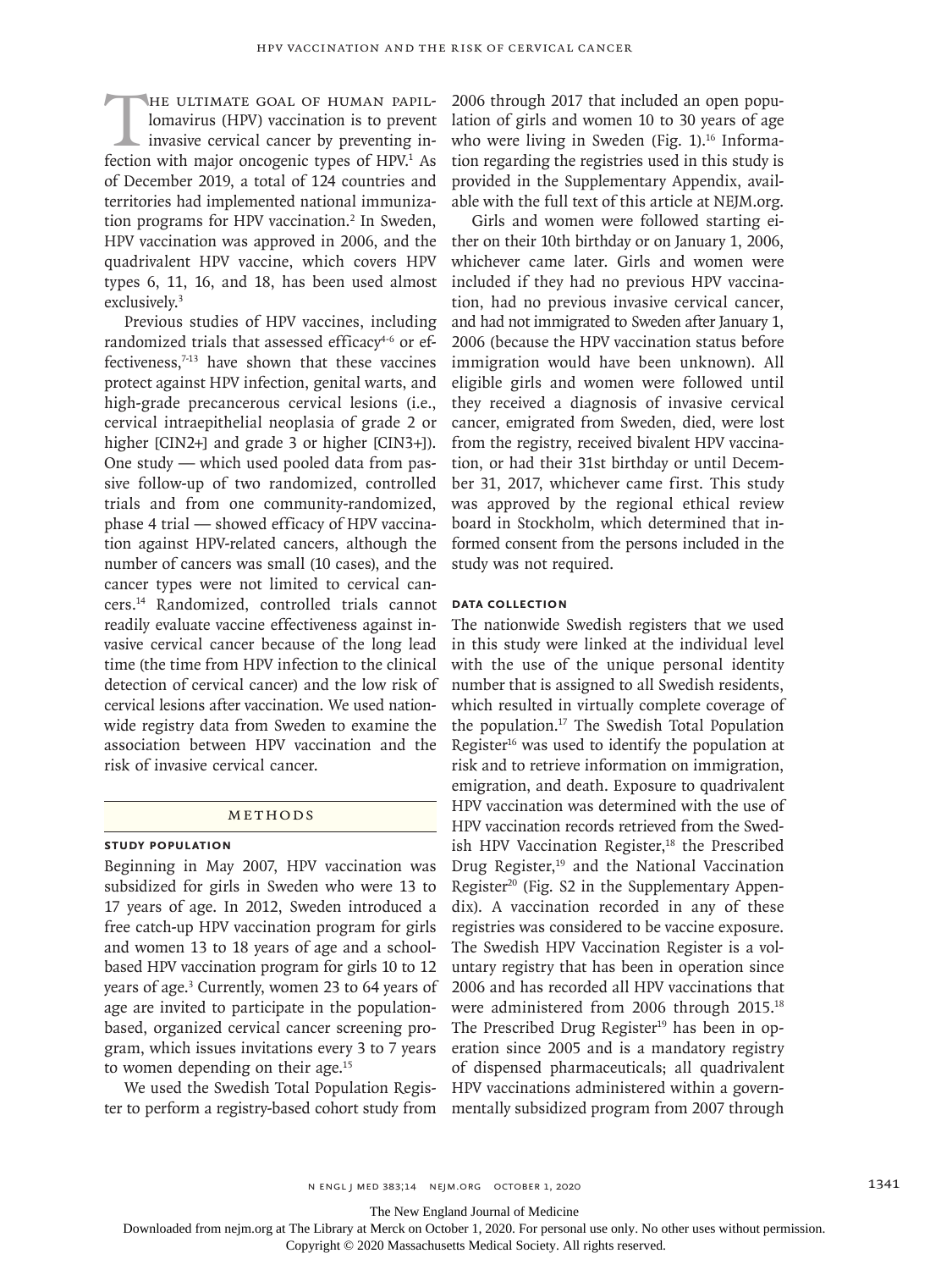The ultimate goal of human papillomavirus (HPV) vaccination is to prevent invasive cervical cancer by preventing infection with major oncogenic types of HPV.[1] As of December 2019, a total of 124 countries and territories had implemented national immunization programs for HPV vaccination.[2] In Sweden, HPV vaccination was approved in 2006, and the quadrivalent HPV vaccine, which covers HPV types 6, 11, 16, and 18, has been used almost exclusively.[3]

Previous studies of HPV vaccines, including randomized trials that assessed efficacy[4-6] or effectiveness,[7-13] have shown that these vaccines protect against HPV infection, genital warts, and high-grade precancerous cervical lesions (i.e., cervical intraepithelial neoplasia of grade 2 or higher [CIN2+] and grade 3 or higher [CIN3+]). One study — which used pooled data from passive follow-up of two randomized, controlled trials and from one community-randomized, phase 4 trial — showed efficacy of HPV vaccination against HPV-related cancers, although the number of cancers was small (10 cases), and the cancer types were not limited to cervical cancers.[14] Randomized, controlled trials cannot readily evaluate vaccine effectiveness against invasive cervical cancer because of the long lead time (the time from HPV infection to the clinical detection of cervical cancer) and the low risk of cervical lesions after vaccination. We used nationwide registry data from Sweden to examine the association between HPV vaccination and the risk of invasive cervical cancer.

## Methods

### Study Population

Beginning in May 2007, HPV vaccination was subsidized for girls in Sweden who were 13 to 17 years of age. In 2012, Sweden introduced a free catch-up HPV vaccination program for girls and women 13 to 18 years of age and a school-based HPV vaccination program for girls 10 to 12 years of age.[3] Currently, women 23 to 64 years of age are invited to participate in the population-based, organized cervical cancer screening program, which issues invitations every 3 to 7 years to women depending on their age.[15]

We used the Swedish Total Population Register to perform a registry-based cohort study from 2006 through 2017 that included an open population of girls and women 10 to 30 years of age who were living in Sweden (Fig. 1).[16] Information regarding the registries used in this study is provided in the Supplementary Appendix, available with the full text of this article at NEJM.org.

Girls and women were followed starting either on their 10th birthday or on January 1, 2006, whichever came later. Girls and women were included if they had no previous HPV vaccination, had no previous invasive cervical cancer, and had not immigrated to Sweden after January 1, 2006 (because the HPV vaccination status before immigration would have been unknown). All eligible girls and women were followed until they received a diagnosis of invasive cervical cancer, emigrated from Sweden, died, were lost from the registry, received bivalent HPV vaccination, or had their 31st birthday or until December 31, 2017, whichever came first. This study was approved by the regional ethical review board in Stockholm, which determined that informed consent from the persons included in the study was not required.

### Data Collection

The nationwide Swedish registers that we used in this study were linked at the individual level with the use of the unique personal identity number that is assigned to all Swedish residents, which resulted in virtually complete coverage of the population.[17] The Swedish Total Population Register[16] was used to identify the population at risk and to retrieve information on immigration, emigration, and death. Exposure to quadrivalent HPV vaccination was determined with the use of HPV vaccination records retrieved from the Swedish HPV Vaccination Register,[18] the Prescribed Drug Register,[19] and the National Vaccination Register[20] (Fig. S2 in the Supplementary Appendix). A vaccination recorded in any of these registries was considered to be vaccine exposure. The Swedish HPV Vaccination Register is a voluntary registry that has been in operation since 2006 and has recorded all HPV vaccinations that were administered from 2006 through 2015.[18] The Prescribed Drug Register[19] has been in operation since 2005 and is a mandatory registry of dispensed pharmaceuticals; all quadrivalent HPV vaccinations administered within a governmentally subsidized program from 2007 through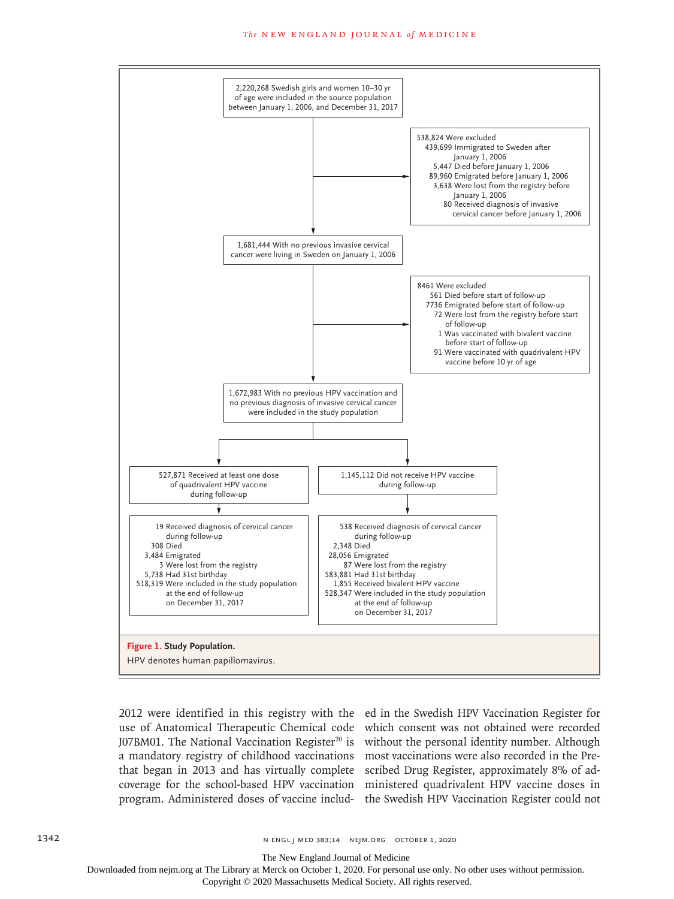2,220,268 Swedish girls and women 10–30 yr of age were included in the source population between January 1, 2006, and December 31, 2017

538,824 Were excluded
- 439,699 Immigrated to Sweden after January 1, 2006
- 5,447 Died before January 1, 2006
- 89,960 Emigrated before January 1, 2006
- 3,638 Were lost from the registry before January 1, 2006
- 80 Received diagnosis of invasive cervical cancer before January 1, 2006

1,681,444 With no previous invasive cervical cancer were living in Sweden on January 1, 2006

8461 Were excluded
- 561 Died before start of follow-up
- 7736 Emigrated before start of follow-up
- 72 Were lost from the registry before start of follow-up
- 1 Was vaccinated with bivalent vaccine before start of follow-up
- 91 Were vaccinated with quadrivalent HPV vaccine before 10 yr of age

1,672,983 With no previous HPV vaccination and no previous diagnosis of invasive cervical cancer were included in the study population

527,871 Received at least one dose of quadrivalent HPV vaccine during follow-up
- 19 Received diagnosis of cervical cancer during follow-up
- 308 Died
- 3,484 Emigrated
- 3 Were lost from the registry
- 5,738 Had 31st birthday
- 518,319 Were included in the study population at the end of follow-up on December 31, 2017

1,145,112 Did not receive HPV vaccine during follow-up
- 538 Received diagnosis of cervical cancer during follow-up
- 2,348 Died
- 28,056 Emigrated
- 87 Were lost from the registry
- 583,881 Had 31st birthday
- 1,855 Received bivalent HPV vaccine
- 528,347 Were included in the study population at the end of follow-up on December 31, 2017

**Figure 1. Study Population.**

HPV denotes human papillomavirus.

2012 were identified in this registry with the use of Anatomical Therapeutic Chemical code J07BM01. The National Vaccination Register[20] is a mandatory registry of childhood vaccinations that began in 2013 and has virtually complete coverage for the school-based HPV vaccination program. Administered doses of vaccine included in the Swedish HPV Vaccination Register for which consent was not obtained were recorded without the personal identity number. Although most vaccinations were also recorded in the Prescribed Drug Register, approximately 8% of administered quadrivalent HPV vaccine doses in the Swedish HPV Vaccination Register could not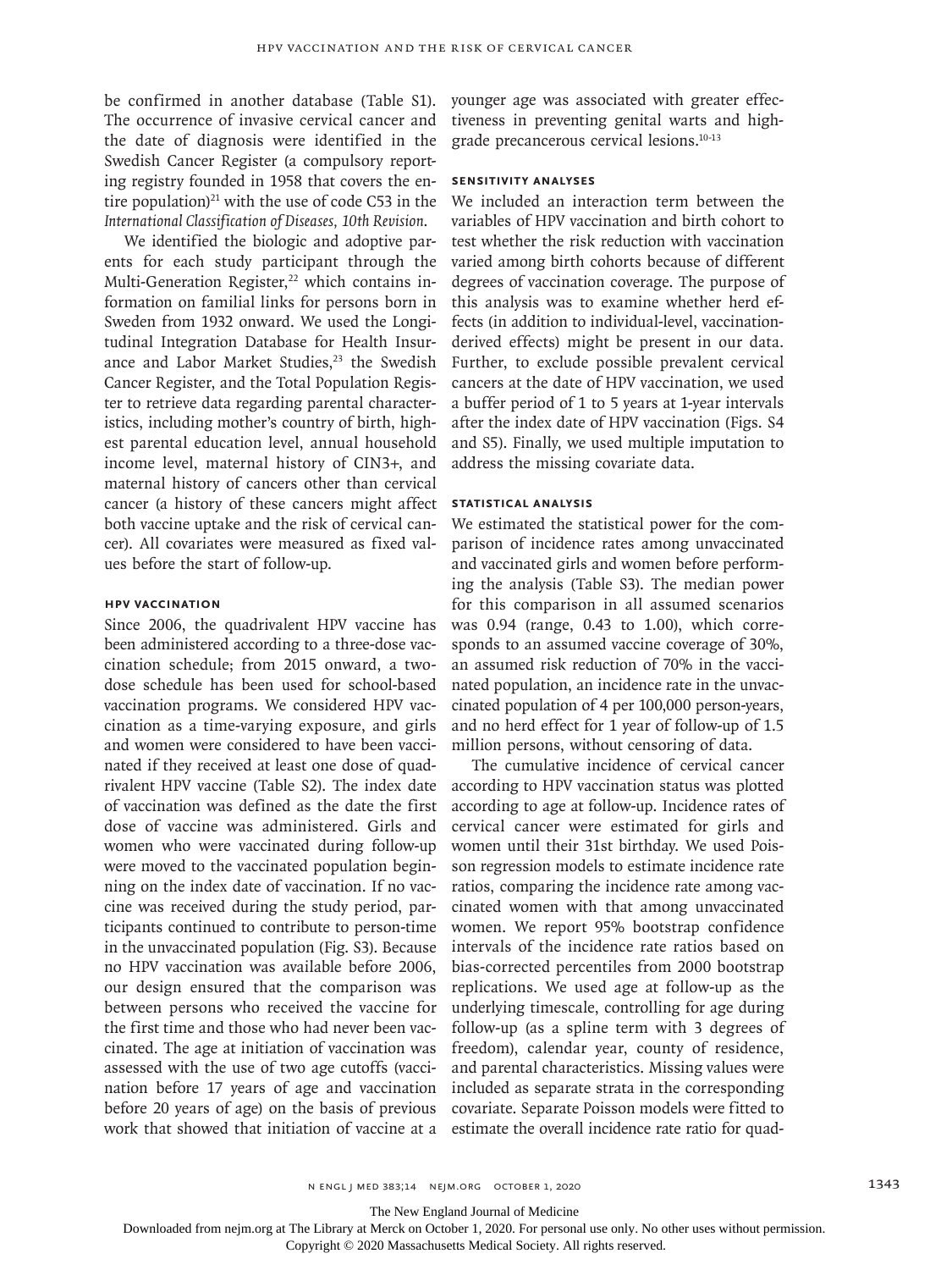be confirmed in another database (Table S1). The occurrence of invasive cervical cancer and the date of diagnosis were identified in the Swedish Cancer Register (a compulsory reporting registry founded in 1958 that covers the entire population)[21] with the use of code C53 in the *International Classification of Diseases, 10th Revision*.

We identified the biologic and adoptive parents for each study participant through the Multi-Generation Register,[22] which contains information on familial links for persons born in Sweden from 1932 onward. We used the Longitudinal Integration Database for Health Insurance and Labor Market Studies,[23] the Swedish Cancer Register, and the Total Population Register to retrieve data regarding parental characteristics, including mother's country of birth, highest parental education level, annual household income level, maternal history of CIN3+, and maternal history of cancers other than cervical cancer (a history of these cancers might affect both vaccine uptake and the risk of cervical cancer). All covariates were measured as fixed values before the start of follow-up.

### HPV Vaccination

Since 2006, the quadrivalent HPV vaccine has been administered according to a three-dose vaccination schedule; from 2015 onward, a two-dose schedule has been used for school-based vaccination programs. We considered HPV vaccination as a time-varying exposure, and girls and women were considered to have been vaccinated if they received at least one dose of quadrivalent HPV vaccine (Table S2). The index date of vaccination was defined as the date the first dose of vaccine was administered. Girls and women who were vaccinated during follow-up were moved to the vaccinated population beginning on the index date of vaccination. If no vaccine was received during the study period, participants continued to contribute to person-time in the unvaccinated population (Fig. S3). Because no HPV vaccination was available before 2006, our design ensured that the comparison was between persons who received the vaccine for the first time and those who had never been vaccinated. The age at initiation of vaccination was assessed with the use of two age cutoffs (vaccination before 17 years of age and vaccination before 20 years of age) on the basis of previous work that showed that initiation of vaccine at a younger age was associated with greater effectiveness in preventing genital warts and high-grade precancerous cervical lesions.[10-13]

### Sensitivity Analyses

We included an interaction term between the variables of HPV vaccination and birth cohort to test whether the risk reduction with vaccination varied among birth cohorts because of different degrees of vaccination coverage. The purpose of this analysis was to examine whether herd effects (in addition to individual-level, vaccination-derived effects) might be present in our data. Further, to exclude possible prevalent cervical cancers at the date of HPV vaccination, we used a buffer period of 1 to 5 years at 1-year intervals after the index date of HPV vaccination (Figs. S4 and S5). Finally, we used multiple imputation to address the missing covariate data.

### Statistical Analysis

We estimated the statistical power for the comparison of incidence rates among unvaccinated and vaccinated girls and women before performing the analysis (Table S3). The median power for this comparison in all assumed scenarios was 0.94 (range, 0.43 to 1.00), which corresponds to an assumed vaccine coverage of 30%, an assumed risk reduction of 70% in the vaccinated population, an incidence rate in the unvaccinated population of 4 per 100,000 person-years, and no herd effect for 1 year of follow-up of 1.5 million persons, without censoring of data.

The cumulative incidence of cervical cancer according to HPV vaccination status was plotted according to age at follow-up. Incidence rates of cervical cancer were estimated for girls and women until their 31st birthday. We used Poisson regression models to estimate incidence rate ratios, comparing the incidence rate among vaccinated women with that among unvaccinated women. We report 95% bootstrap confidence intervals of the incidence rate ratios based on bias-corrected percentiles from 2000 bootstrap replications. We used age at follow-up as the underlying timescale, controlling for age during follow-up (as a spline term with 3 degrees of freedom), calendar year, county of residence, and parental characteristics. Missing values were included as separate strata in the corresponding covariate. Separate Poisson models were fitted to estimate the overall incidence rate ratio for quad-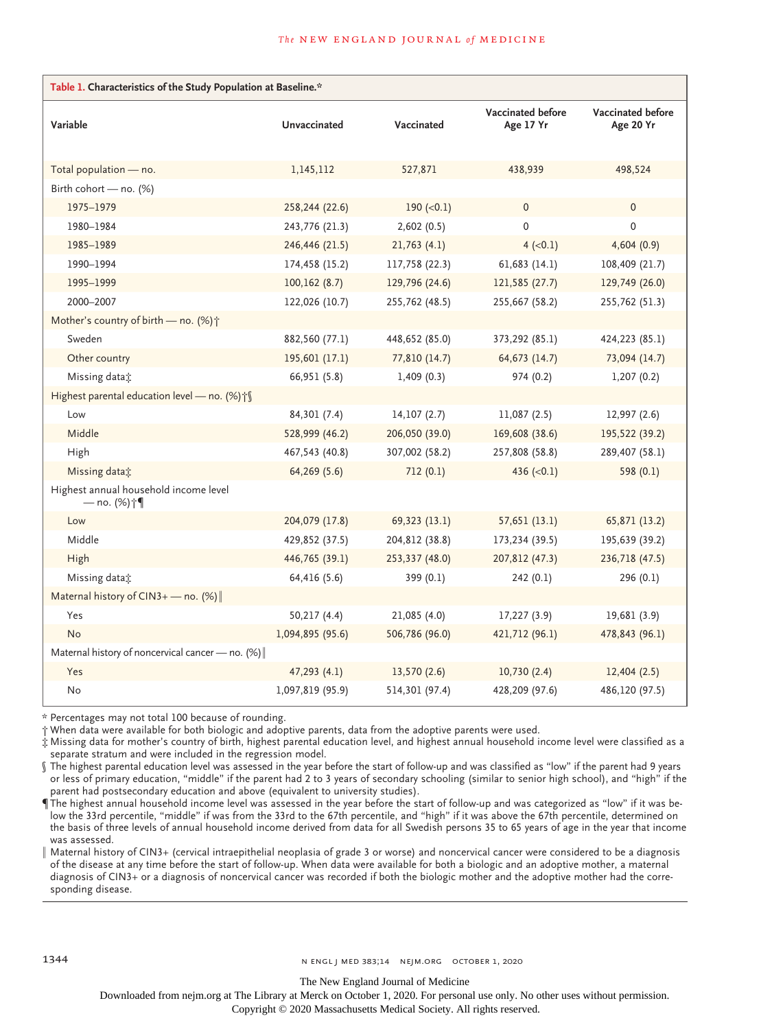**Table 1. Characteristics of the Study Population at Baseline.***

| Variable | Unvaccinated | Vaccinated | Vaccinated before Age 17 Yr | Vaccinated before Age 20 Yr |
|---|---|---|---|---|
| Total population — no. | 1,145,112 | 527,871 | 438,939 | 498,524 |
| Birth cohort — no. (%) | | | | |
| 1975–1979 | 258,244 (22.6) | 190 (<0.1) | 0 | 0 |
| 1980–1984 | 243,776 (21.3) | 2,602 (0.5) | 0 | 0 |
| 1985–1989 | 246,446 (21.5) | 21,763 (4.1) | 4 (<0.1) | 4,604 (0.9) |
| 1990–1994 | 174,458 (15.2) | 117,758 (22.3) | 61,683 (14.1) | 108,409 (21.7) |
| 1995–1999 | 100,162 (8.7) | 129,796 (24.6) | 121,585 (27.7) | 129,749 (26.0) |
| 2000–2007 | 122,026 (10.7) | 255,762 (48.5) | 255,667 (58.2) | 255,762 (51.3) |
| Mother's country of birth — no. (%)† | | | | |
| Sweden | 882,560 (77.1) | 448,652 (85.0) | 373,292 (85.1) | 424,223 (85.1) |
| Other country | 195,601 (17.1) | 77,810 (14.7) | 64,673 (14.7) | 73,094 (14.7) |
| Missing data‡ | 66,951 (5.8) | 1,409 (0.3) | 974 (0.2) | 1,207 (0.2) |
| Highest parental education level — no. (%)†§ | | | | |
| Low | 84,301 (7.4) | 14,107 (2.7) | 11,087 (2.5) | 12,997 (2.6) |
| Middle | 528,999 (46.2) | 206,050 (39.0) | 169,608 (38.6) | 195,522 (39.2) |
| High | 467,543 (40.8) | 307,002 (58.2) | 257,808 (58.8) | 289,407 (58.1) |
| Missing data‡ | 64,269 (5.6) | 712 (0.1) | 436 (<0.1) | 598 (0.1) |
| Highest annual household income level — no. (%)†¶ | | | | |
| Low | 204,079 (17.8) | 69,323 (13.1) | 57,651 (13.1) | 65,871 (13.2) |
| Middle | 429,852 (37.5) | 204,812 (38.8) | 173,234 (39.5) | 195,639 (39.2) |
| High | 446,765 (39.1) | 253,337 (48.0) | 207,812 (47.3) | 236,718 (47.5) |
| Missing data‡ | 64,416 (5.6) | 399 (0.1) | 242 (0.1) | 296 (0.1) |
| Maternal history of CIN3+ — no. (%)‖ | | | | |
| Yes | 50,217 (4.4) | 21,085 (4.0) | 17,227 (3.9) | 19,681 (3.9) |
| No | 1,094,895 (95.6) | 506,786 (96.0) | 421,712 (96.1) | 478,843 (96.1) |
| Maternal history of noncervical cancer — no. (%)‖ | | | | |
| Yes | 47,293 (4.1) | 13,570 (2.6) | 10,730 (2.4) | 12,404 (2.5) |
| No | 1,097,819 (95.9) | 514,301 (97.4) | 428,209 (97.6) | 486,120 (97.5) |

\* Percentages may not total 100 because of rounding.

† When data were available for both biologic and adoptive parents, data from the adoptive parents were used.

‡ Missing data for mother's country of birth, highest parental education level, and highest annual household income level were classified as a separate stratum and were included in the regression model.

§ The highest parental education level was assessed in the year before the start of follow-up and was classified as "low" if the parent had 9 years or less of primary education, "middle" if the parent had 2 to 3 years of secondary schooling (similar to senior high school), and "high" if the parent had postsecondary education and above (equivalent to university studies).

¶ The highest annual household income level was assessed in the year before the start of follow-up and was categorized as "low" if it was below the 33rd percentile, "middle" if was from the 33rd to the 67th percentile, and "high" if it was above the 67th percentile, determined on the basis of three levels of annual household income derived from data for all Swedish persons 35 to 65 years of age in the year that income was assessed.

‖ Maternal history of CIN3+ (cervical intraepithelial neoplasia of grade 3 or worse) and noncervical cancer were considered to be a diagnosis of the disease at any time before the start of follow-up. When data were available for both a biologic and an adoptive mother, a maternal diagnosis of CIN3+ or a diagnosis of noncervical cancer was recorded if both the biologic mother and the adoptive mother had the corresponding disease.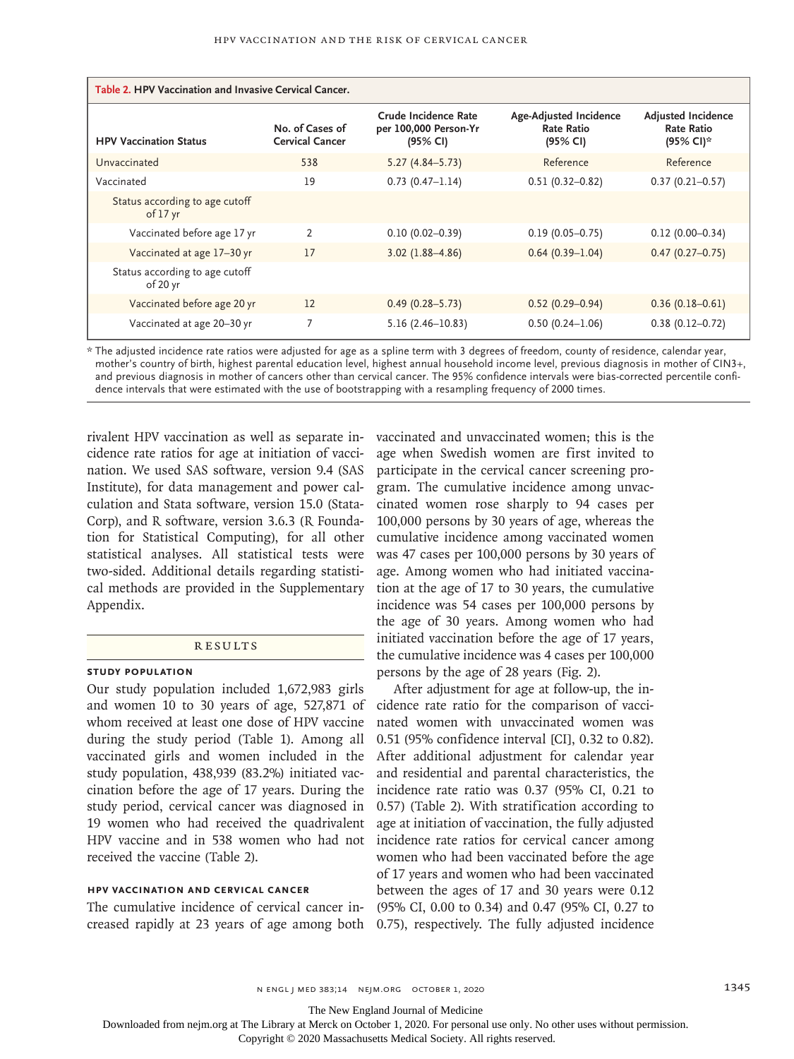**Table 2. HPV Vaccination and Invasive Cervical Cancer.**

| HPV Vaccination Status | No. of Cases of Cervical Cancer | Crude Incidence Rate per 100,000 Person-Yr (95% CI) | Age-Adjusted Incidence Rate Ratio (95% CI) | Adjusted Incidence Rate Ratio (95% CI)* |
|---|---|---|---|---|
| Unvaccinated | 538 | 5.27 (4.84–5.73) | Reference | Reference |
| Vaccinated | 19 | 0.73 (0.47–1.14) | 0.51 (0.32–0.82) | 0.37 (0.21–0.57) |
| Status according to age cutoff of 17 yr | | | | |
| Vaccinated before age 17 yr | 2 | 0.10 (0.02–0.39) | 0.19 (0.05–0.75) | 0.12 (0.00–0.34) |
| Vaccinated at age 17–30 yr | 17 | 3.02 (1.88–4.86) | 0.64 (0.39–1.04) | 0.47 (0.27–0.75) |
| Status according to age cutoff of 20 yr | | | | |
| Vaccinated before age 20 yr | 12 | 0.49 (0.28–5.73) | 0.52 (0.29–0.94) | 0.36 (0.18–0.61) |
| Vaccinated at age 20–30 yr | 7 | 5.16 (2.46–10.83) | 0.50 (0.24–1.06) | 0.38 (0.12–0.72) |

\* The adjusted incidence rate ratios were adjusted for age as a spline term with 3 degrees of freedom, county of residence, calendar year, mother's country of birth, highest parental education level, highest annual household income level, previous diagnosis in mother of CIN3+, and previous diagnosis in mother of cancers other than cervical cancer. The 95% confidence intervals were bias-corrected percentile confidence intervals that were estimated with the use of bootstrapping with a resampling frequency of 2000 times.

rivalent HPV vaccination as well as separate incidence rate ratios for age at initiation of vaccination. We used SAS software, version 9.4 (SAS Institute), for data management and power calculation and Stata software, version 15.0 (StataCorp), and R software, version 3.6.3 (R Foundation for Statistical Computing), for all other statistical analyses. All statistical tests were two-sided. Additional details regarding statistical methods are provided in the Supplementary Appendix.

## Results

### Study Population

Our study population included 1,672,983 girls and women 10 to 30 years of age, 527,871 of whom received at least one dose of HPV vaccine during the study period (Table 1). Among all vaccinated girls and women included in the study population, 438,939 (83.2%) initiated vaccination before the age of 17 years. During the study period, cervical cancer was diagnosed in 19 women who had received the quadrivalent HPV vaccine and in 538 women who had not received the vaccine (Table 2).

### HPV Vaccination and Cervical Cancer

The cumulative incidence of cervical cancer increased rapidly at 23 years of age among both vaccinated and unvaccinated women; this is the age when Swedish women are first invited to participate in the cervical cancer screening program. The cumulative incidence among unvaccinated women rose sharply to 94 cases per 100,000 persons by 30 years of age, whereas the cumulative incidence among vaccinated women was 47 cases per 100,000 persons by 30 years of age. Among women who had initiated vaccination at the age of 17 to 30 years, the cumulative incidence was 54 cases per 100,000 persons by the age of 30 years. Among women who had initiated vaccination before the age of 17 years, the cumulative incidence was 4 cases per 100,000 persons by the age of 28 years (Fig. 2).

After adjustment for age at follow-up, the incidence rate ratio for the comparison of vaccinated women with unvaccinated women was 0.51 (95% confidence interval [CI], 0.32 to 0.82). After additional adjustment for calendar year and residential and parental characteristics, the incidence rate ratio was 0.37 (95% CI, 0.21 to 0.57) (Table 2). With stratification according to age at initiation of vaccination, the fully adjusted incidence rate ratios for cervical cancer among women who had been vaccinated before the age of 17 years and women who had been vaccinated between the ages of 17 and 30 years were 0.12 (95% CI, 0.00 to 0.34) and 0.47 (95% CI, 0.27 to 0.75), respectively. The fully adjusted incidence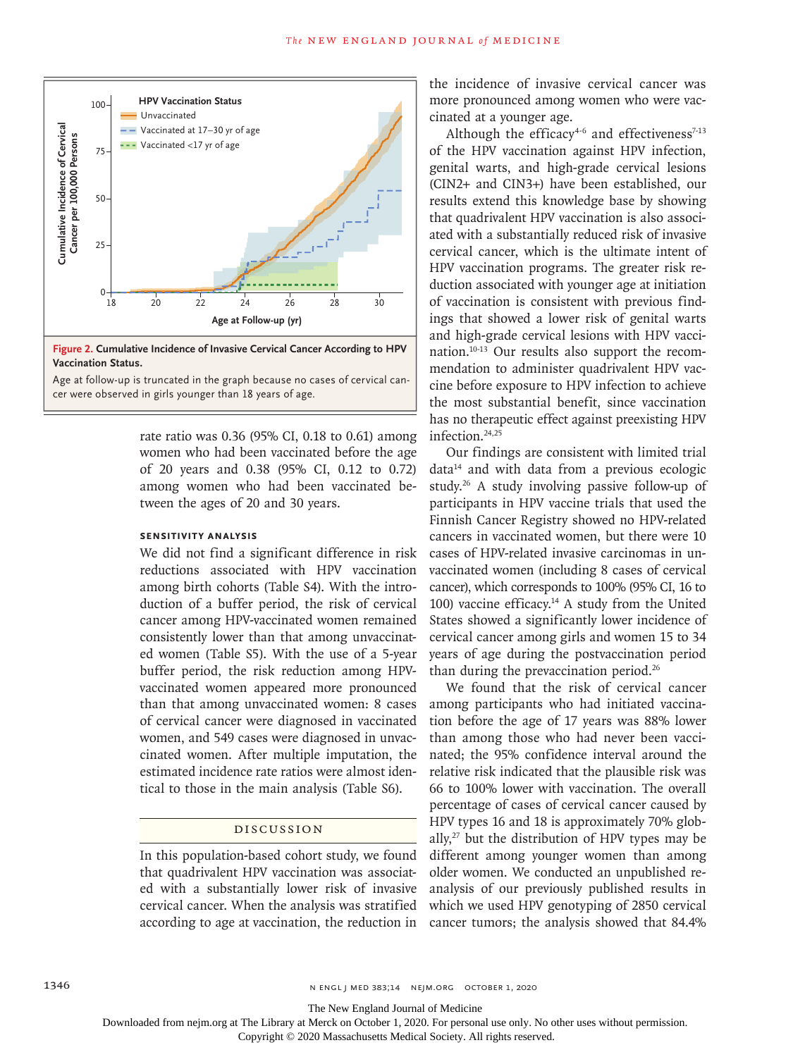Figure 2. Cumulative Incidence of Invasive Cervical Cancer According to HPV Vaccination Status.

Age at follow-up is truncated in the graph because no cases of cervical cancer were observed in girls younger than 18 years of age.

rate ratio was 0.36 (95% CI, 0.18 to 0.61) among women who had been vaccinated before the age of 20 years and 0.38 (95% CI, 0.12 to 0.72) among women who had been vaccinated between the ages of 20 and 30 years.

### Sensitivity Analysis

We did not find a significant difference in risk reductions associated with HPV vaccination among birth cohorts (Table S4). With the introduction of a buffer period, the risk of cervical cancer among HPV-vaccinated women remained consistently lower than that among unvaccinated women (Table S5). With the use of a 5-year buffer period, the risk reduction among HPV-vaccinated women appeared more pronounced than that among unvaccinated women: 8 cases of cervical cancer were diagnosed in vaccinated women, and 549 cases were diagnosed in unvaccinated women. After multiple imputation, the estimated incidence rate ratios were almost identical to those in the main analysis (Table S6).

## Discussion

In this population-based cohort study, we found that quadrivalent HPV vaccination was associated with a substantially lower risk of invasive cervical cancer. When the analysis was stratified according to age at vaccination, the reduction in the incidence of invasive cervical cancer was more pronounced among women who were vaccinated at a younger age.

Although the efficacy[4-6] and effectiveness[7-13] of the HPV vaccination against HPV infection, genital warts, and high-grade cervical lesions (CIN2+ and CIN3+) have been established, our results extend this knowledge base by showing that quadrivalent HPV vaccination is also associated with a substantially reduced risk of invasive cervical cancer, which is the ultimate intent of HPV vaccination programs. The greater risk reduction associated with younger age at initiation of vaccination is consistent with previous findings that showed a lower risk of genital warts and high-grade cervical lesions with HPV vaccination.[10-13] Our results also support the recommendation to administer quadrivalent HPV vaccine before exposure to HPV infection to achieve the most substantial benefit, since vaccination has no therapeutic effect against preexisting HPV infection.[24,25]

Our findings are consistent with limited trial data[14] and with data from a previous ecologic study.[26] A study involving passive follow-up of participants in HPV vaccine trials that used the Finnish Cancer Registry showed no HPV-related cancers in vaccinated women, but there were 10 cases of HPV-related invasive carcinomas in unvaccinated women (including 8 cases of cervical cancer), which corresponds to 100% (95% CI, 16 to 100) vaccine efficacy.[14] A study from the United States showed a significantly lower incidence of cervical cancer among girls and women 15 to 34 years of age during the postvaccination period than during the prevaccination period.[26]

We found that the risk of cervical cancer among participants who had initiated vaccination before the age of 17 years was 88% lower than among those who had never been vaccinated; the 95% confidence interval around the relative risk indicated that the plausible risk was 66 to 100% lower with vaccination. The overall percentage of cases of cervical cancer caused by HPV types 16 and 18 is approximately 70% globally,[27] but the distribution of HPV types may be different among younger women than among older women. We conducted an unpublished reanalysis of our previously published results in which we used HPV genotyping of 2850 cervical cancer tumors; the analysis showed that 84.4%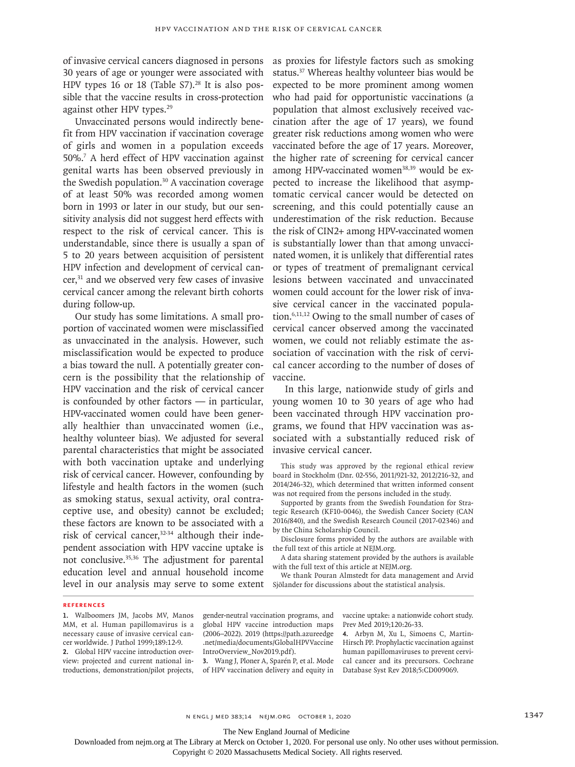of invasive cervical cancers diagnosed in persons 30 years of age or younger were associated with HPV types 16 or 18 (Table S7).[28] It is also possible that the vaccine results in cross-protection against other HPV types.[29]

Unvaccinated persons would indirectly benefit from HPV vaccination if vaccination coverage of girls and women in a population exceeds 50%.[7] A herd effect of HPV vaccination against genital warts has been observed previously in the Swedish population.[30] A vaccination coverage of at least 50% was recorded among women born in 1993 or later in our study, but our sensitivity analysis did not suggest herd effects with respect to the risk of cervical cancer. This is understandable, since there is usually a span of 5 to 20 years between acquisition of persistent HPV infection and development of cervical cancer,[31] and we observed very few cases of invasive cervical cancer among the relevant birth cohorts during follow-up.

Our study has some limitations. A small proportion of vaccinated women were misclassified as unvaccinated in the analysis. However, such misclassification would be expected to produce a bias toward the null. A potentially greater concern is the possibility that the relationship of HPV vaccination and the risk of cervical cancer is confounded by other factors — in particular, HPV-vaccinated women could have been generally healthier than unvaccinated women (i.e., healthy volunteer bias). We adjusted for several parental characteristics that might be associated with both vaccination uptake and underlying risk of cervical cancer. However, confounding by lifestyle and health factors in the women (such as smoking status, sexual activity, oral contraceptive use, and obesity) cannot be excluded; these factors are known to be associated with a risk of cervical cancer,[32-34] although their independent association with HPV vaccine uptake is not conclusive.[35,36] The adjustment for parental education level and annual household income level in our analysis may serve to some extent as proxies for lifestyle factors such as smoking status.[37] Whereas healthy volunteer bias would be expected to be more prominent among women who had paid for opportunistic vaccinations (a population that almost exclusively received vaccination after the age of 17 years), we found greater risk reductions among women who were vaccinated before the age of 17 years. Moreover, the higher rate of screening for cervical cancer among HPV-vaccinated women[38,39] would be expected to increase the likelihood that asymptomatic cervical cancer would be detected on screening, and this could potentially cause an underestimation of the risk reduction. Because the risk of CIN2+ among HPV-vaccinated women is substantially lower than that among unvaccinated women, it is unlikely that differential rates or types of treatment of premalignant cervical lesions between vaccinated and unvaccinated women could account for the lower risk of invasive cervical cancer in the vaccinated population.[6,11,12] Owing to the small number of cases of cervical cancer observed among the vaccinated women, we could not reliably estimate the association of vaccination with the risk of cervical cancer according to the number of doses of vaccine.

In this large, nationwide study of girls and young women 10 to 30 years of age who had been vaccinated through HPV vaccination programs, we found that HPV vaccination was associated with a substantially reduced risk of invasive cervical cancer.

This study was approved by the regional ethical review board in Stockholm (Dnr. 02-556, 2011/921-32, 2012/216-32, and 2014/246-32), which determined that written informed consent was not required from the persons included in the study.

Supported by grants from the Swedish Foundation for Strategic Research (KF10-0046), the Swedish Cancer Society (CAN 2016/840), and the Swedish Research Council (2017-02346) and by the China Scholarship Council.

Disclosure forms provided by the authors are available with the full text of this article at NEJM.org.

A data sharing statement provided by the authors is available with the full text of this article at NEJM.org.

We thank Pouran Almstedt for data management and Arvid Sjölander for discussions about the statistical analysis.

## References

1. Walboomers JM, Jacobs MV, Manos MM, et al. Human papillomavirus is a necessary cause of invasive cervical cancer worldwide. J Pathol 1999;189:12-9.
2. Global HPV vaccine introduction overview: projected and current national introductions, demonstration/pilot projects, gender-neutral vaccination programs, and global HPV vaccine introduction maps (2006–2022). 2019 (https://path.azureedge.net/media/documents/GlobalHPVVaccineIntroOverview_Nov2019.pdf).
3. Wang J, Ploner A, Sparén P, et al. Mode of HPV vaccination delivery and equity in vaccine uptake: a nationwide cohort study. Prev Med 2019;120:26-33.
4. Arbyn M, Xu L, Simoens C, Martin-Hirsch PP. Prophylactic vaccination against human papillomaviruses to prevent cervical cancer and its precursors. Cochrane Database Syst Rev 2018;5:CD009069.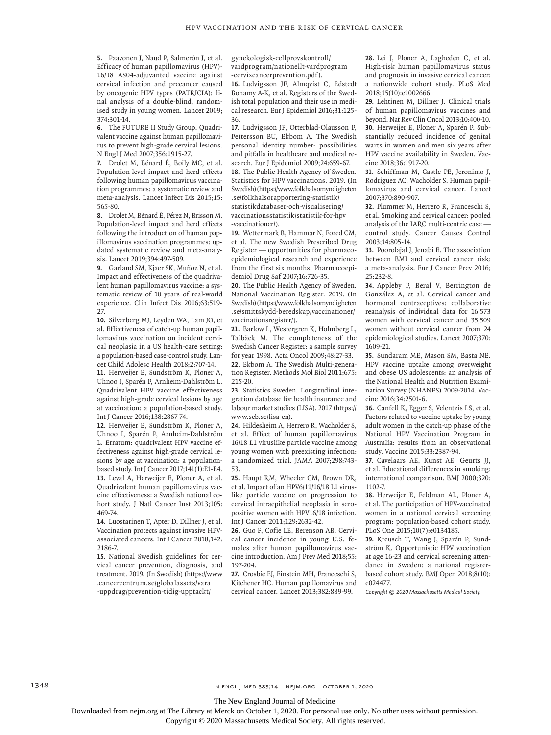5. Paavonen J, Naud P, Salmerón J, et al. Efficacy of human papillomavirus (HPV)-16/18 AS04-adjuvanted vaccine against cervical infection and precancer caused by oncogenic HPV types (PATRICIA): final analysis of a double-blind, randomised study in young women. Lancet 2009; 374:301-14.

6. The FUTURE II Study Group. Quadrivalent vaccine against human papillomavirus to prevent high-grade cervical lesions. N Engl J Med 2007;356:1915-27.

7. Drolet M, Bénard É, Boily MC, et al. Population-level impact and herd effects following human papillomavirus vaccination programmes: a systematic review and meta-analysis. Lancet Infect Dis 2015;15: 565-80.

8. Drolet M, Bénard É, Pérez N, Brisson M. Population-level impact and herd effects following the introduction of human papillomavirus vaccination programmes: updated systematic review and meta-analysis. Lancet 2019;394:497-509.

9. Garland SM, Kjaer SK, Muñoz N, et al. Impact and effectiveness of the quadrivalent human papillomavirus vaccine: a systematic review of 10 years of real-world experience. Clin Infect Dis 2016;63:519-27.

10. Silverberg MJ, Leyden WA, Lam JO, et al. Effectiveness of catch-up human papillomavirus vaccination on incident cervical neoplasia in a US health-care setting: a population-based case-control study. Lancet Child Adolesc Health 2018;2:707-14.

11. Herweijer E, Sundström K, Ploner A, Uhnoo I, Sparén P, Arnheim-Dahlström L. Quadrivalent HPV vaccine effectiveness against high-grade cervical lesions by age at vaccination: a population-based study. Int J Cancer 2016;138:2867-74.

12. Herweijer E, Sundström K, Ploner A, Uhnoo I, Sparén P, Arnheim-Dahlström L. Erratum: quadrivalent HPV vaccine effectiveness against high-grade cervical lesions by age at vaccination: a population-based study. Int J Cancer 2017;141(1):E1-E4.

13. Leval A, Herweijer E, Ploner A, et al. Quadrivalent human papillomavirus vaccine effectiveness: a Swedish national cohort study. J Natl Cancer Inst 2013;105: 469-74.

14. Luostarinen T, Apter D, Dillner J, et al. Vaccination protects against invasive HPV-associated cancers. Int J Cancer 2018;142: 2186-7.

15. National Swedish guidelines for cervical cancer prevention, diagnosis, and treatment. 2019. (In Swedish) (https://www.cancercentrum.se/globalassets/vara-uppdrag/prevention-tidig-upptackt/gynekologisk-cellprovskontroll/vardprogram/nationellt-vardprogram-cervixcancerprevention.pdf).

16. Ludvigsson JF, Almqvist C, Edstedt Bonamy A-K, et al. Registers of the Swedish total population and their use in medical research. Eur J Epidemiol 2016;31:125-36.

17. Ludvigsson JF, Otterblad-Olausson P, Pettersson BU, Ekbom A. The Swedish personal identity number: possibilities and pitfalls in healthcare and medical research. Eur J Epidemiol 2009;24:659-67.

18. The Public Health Agency of Sweden. Statistics for HPV vaccinations. 2019. (In Swedish) (https://www.folkhalsomyndigheten.se/folkhalsorapportering-statistik/statistikdatabaser-och-visualisering/vaccinationsstatistik/statistik-for-hpv-vaccinationer/).

19. Wettermark B, Hammar N, Fored CM, et al. The new Swedish Prescribed Drug Register — opportunities for pharmacoepidemiological research and experience from the first six months. Pharmacoepidemiol Drug Saf 2007;16:726-35.

20. The Public Health Agency of Sweden. National Vaccination Register. 2019. (In Swedish) (https://www.folkhalsomyndigheten.se/smittskydd-beredskap/vaccinationer/vaccinationsregister/).

21. Barlow L, Westergren K, Holmberg L, Talbäck M. The completeness of the Swedish Cancer Register: a sample survey for year 1998. Acta Oncol 2009;48:27-33.

22. Ekbom A. The Swedish Multi-generation Register. Methods Mol Biol 2011;675: 215-20.

23. Statistics Sweden. Longitudinal integration database for health insurance and labour market studies (LISA). 2017 (https://www.scb.se/lisa-en).

24. Hildesheim A, Herrero R, Wacholder S, et al. Effect of human papillomavirus 16/18 L1 viruslike particle vaccine among young women with preexisting infection: a randomized trial. JAMA 2007;298:743-53.

25. Haupt RM, Wheeler CM, Brown DR, et al. Impact of an HPV6/11/16/18 L1 virus-like particle vaccine on progression to cervical intraepithelial neoplasia in seropositive women with HPV16/18 infection. Int J Cancer 2011;129:2632-42.

26. Guo F, Cofie LE, Berenson AB. Cervical cancer incidence in young U.S. females after human papillomavirus vaccine introduction. Am J Prev Med 2018;55: 197-204.

27. Crosbie EJ, Einstein MH, Franceschi S, Kitchener HC. Human papillomavirus and cervical cancer. Lancet 2013;382:889-99.

28. Lei J, Ploner A, Lagheden C, et al. High-risk human papillomavirus status and prognosis in invasive cervical cancer: a nationwide cohort study. PLoS Med 2018;15(10):e1002666.

29. Lehtinen M, Dillner J. Clinical trials of human papillomavirus vaccines and beyond. Nat Rev Clin Oncol 2013;10:400-10.

30. Herweijer E, Ploner A, Sparén P. Substantially reduced incidence of genital warts in women and men six years after HPV vaccine availability in Sweden. Vaccine 2018;36:1917-20.

31. Schiffman M, Castle PE, Jeronimo J, Rodriguez AC, Wacholder S. Human papillomavirus and cervical cancer. Lancet 2007;370:890-907.

32. Plummer M, Herrero R, Franceschi S, et al. Smoking and cervical cancer: pooled analysis of the IARC multi-centric case — control study. Cancer Causes Control 2003;14:805-14.

33. Poorolajal J, Jenabi E. The association between BMI and cervical cancer risk: a meta-analysis. Eur J Cancer Prev 2016; 25:232-8.

34. Appleby P, Beral V, Berrington de González A, et al. Cervical cancer and hormonal contraceptives: collaborative reanalysis of individual data for 16,573 women with cervical cancer and 35,509 women without cervical cancer from 24 epidemiological studies. Lancet 2007;370: 1609-21.

35. Sundaram ME, Mason SM, Basta NE. HPV vaccine uptake among overweight and obese US adolescents: an analysis of the National Health and Nutrition Examination Survey (NHANES) 2009-2014. Vaccine 2016;34:2501-6.

36. Canfell K, Egger S, Velentzis LS, et al. Factors related to vaccine uptake by young adult women in the catch-up phase of the National HPV Vaccination Program in Australia: results from an observational study. Vaccine 2015;33:2387-94.

37. Cavelaars AE, Kunst AE, Geurts JJ, et al. Educational differences in smoking: international comparison. BMJ 2000;320: 1102-7.

38. Herweijer E, Feldman AL, Ploner A, et al. The participation of HPV-vaccinated women in a national cervical screening program: population-based cohort study. PLoS One 2015;10(7):e0134185.

39. Kreusch T, Wang J, Sparén P, Sundström K. Opportunistic HPV vaccination at age 16-23 and cervical screening attendance in Sweden: a national register-based cohort study. BMJ Open 2018;8(10): e024477.

*Copyright © 2020 Massachusetts Medical Society.*